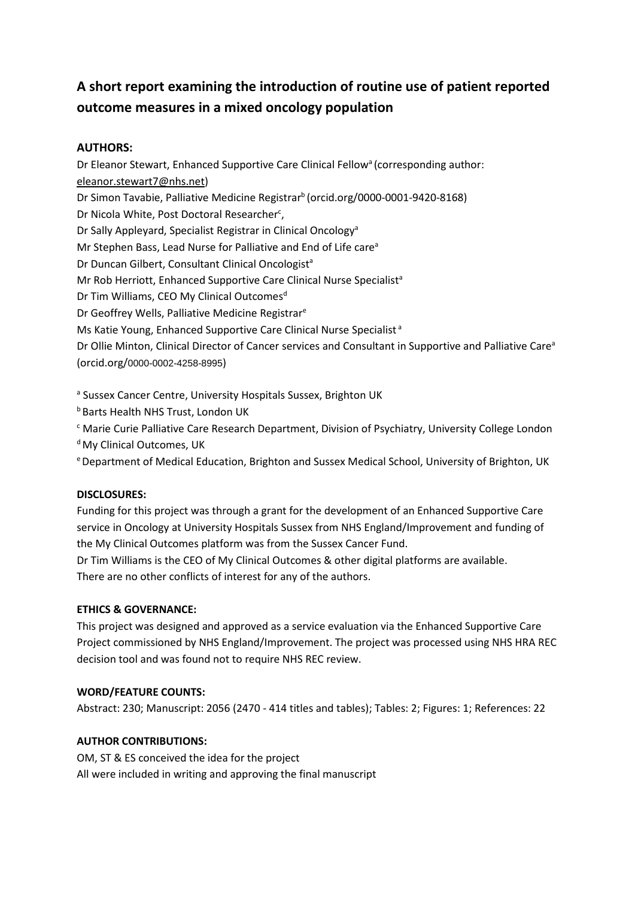# A short report examining the introduction of routine use of patient reported outcome measures in a mixed oncology population

## AUTHORS:

Dr Eleanor Stewart, Enhanced Supportive Care Clinical Fellow[a] (corresponding author: eleanor.stewart7@nhs.net)
Dr Simon Tavabie, Palliative Medicine Registrar[b] (orcid.org/0000-0001-9420-8168)
Dr Nicola White, Post Doctoral Researcher[c],
Dr Sally Appleyard, Specialist Registrar in Clinical Oncology[a]
Mr Stephen Bass, Lead Nurse for Palliative and End of Life care[a]
Dr Duncan Gilbert, Consultant Clinical Oncologist[a]
Mr Rob Herriott, Enhanced Supportive Care Clinical Nurse Specialist[a]
Dr Tim Williams, CEO My Clinical Outcomes[d]
Dr Geoffrey Wells, Palliative Medicine Registrar[e]
Ms Katie Young, Enhanced Supportive Care Clinical Nurse Specialist[a]
Dr Ollie Minton, Clinical Director of Cancer services and Consultant in Supportive and Palliative Care[a] (orcid.org/0000-0002-4258-8995)

[a] Sussex Cancer Centre, University Hospitals Sussex, Brighton UK
[b] Barts Health NHS Trust, London UK
[c] Marie Curie Palliative Care Research Department, Division of Psychiatry, University College London
[d] My Clinical Outcomes, UK
[e] Department of Medical Education, Brighton and Sussex Medical School, University of Brighton, UK

## DISCLOSURES:

Funding for this project was through a grant for the development of an Enhanced Supportive Care service in Oncology at University Hospitals Sussex from NHS England/Improvement and funding of the My Clinical Outcomes platform was from the Sussex Cancer Fund.
Dr Tim Williams is the CEO of My Clinical Outcomes & other digital platforms are available.
There are no other conflicts of interest for any of the authors.

## ETHICS & GOVERNANCE:

This project was designed and approved as a service evaluation via the Enhanced Supportive Care Project commissioned by NHS England/Improvement. The project was processed using NHS HRA REC decision tool and was found not to require NHS REC review.

## WORD/FEATURE COUNTS:

Abstract: 230; Manuscript: 2056 (2470 - 414 titles and tables); Tables: 2; Figures: 1; References: 22

## AUTHOR CONTRIBUTIONS:

OM, ST & ES conceived the idea for the project
All were included in writing and approving the final manuscript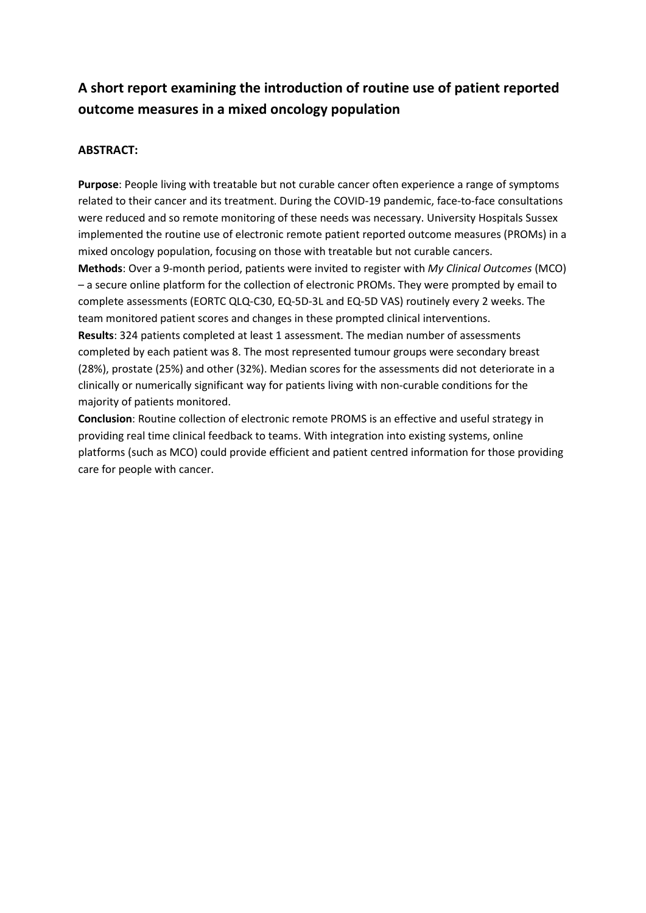## A short report examining the introduction of routine use of patient reported outcome measures in a mixed oncology population

### ABSTRACT:

**Purpose**: People living with treatable but not curable cancer often experience a range of symptoms related to their cancer and its treatment. During the COVID-19 pandemic, face-to-face consultations were reduced and so remote monitoring of these needs was necessary. University Hospitals Sussex implemented the routine use of electronic remote patient reported outcome measures (PROMs) in a mixed oncology population, focusing on those with treatable but not curable cancers.

**Methods**: Over a 9-month period, patients were invited to register with *My Clinical Outcomes* (MCO) – a secure online platform for the collection of electronic PROMs. They were prompted by email to complete assessments (EORTC QLQ-C30, EQ-5D-3L and EQ-5D VAS) routinely every 2 weeks. The team monitored patient scores and changes in these prompted clinical interventions.

**Results**: 324 patients completed at least 1 assessment. The median number of assessments completed by each patient was 8. The most represented tumour groups were secondary breast (28%), prostate (25%) and other (32%). Median scores for the assessments did not deteriorate in a clinically or numerically significant way for patients living with non-curable conditions for the majority of patients monitored.

**Conclusion**: Routine collection of electronic remote PROMS is an effective and useful strategy in providing real time clinical feedback to teams. With integration into existing systems, online platforms (such as MCO) could provide efficient and patient centred information for those providing care for people with cancer.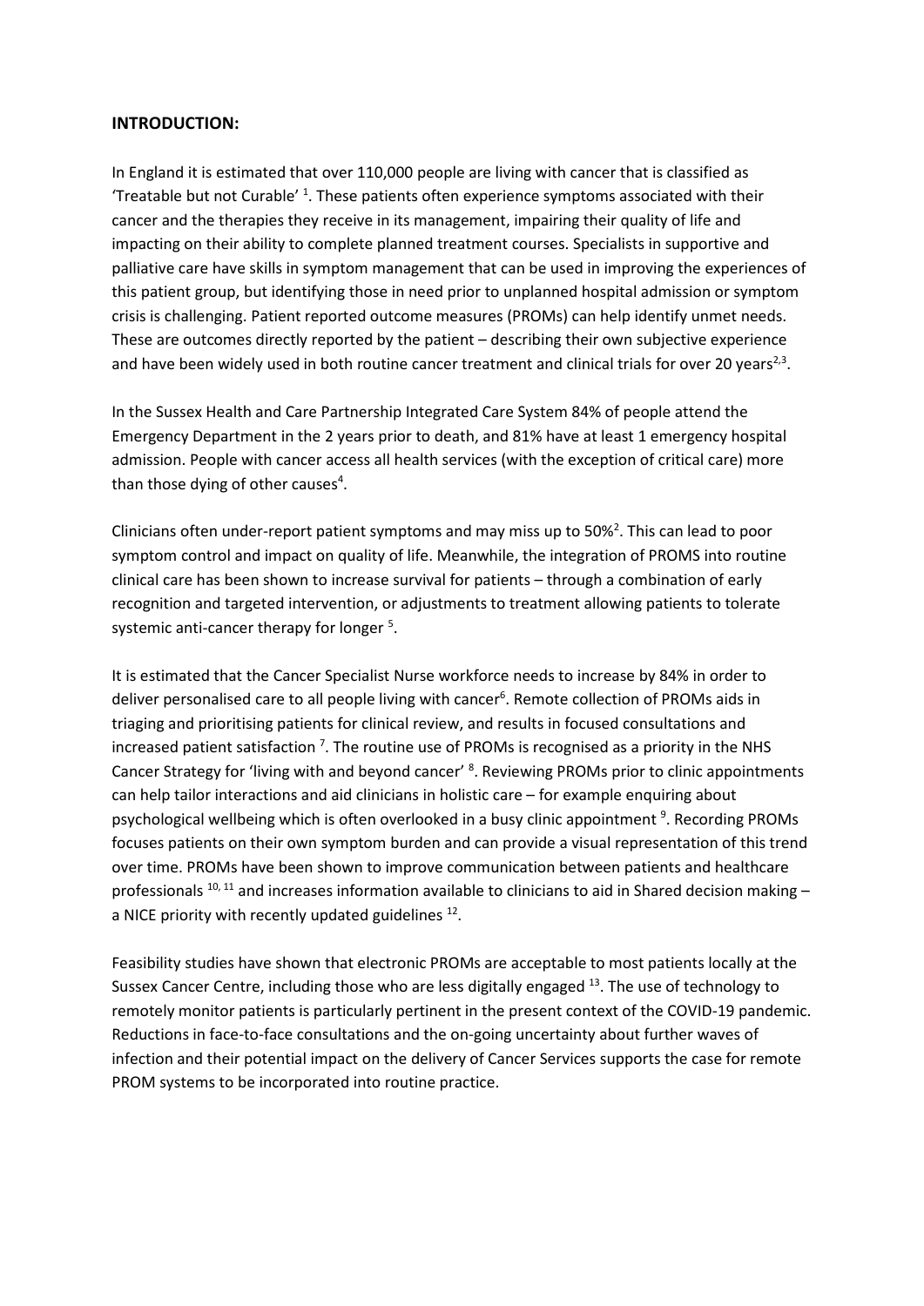**INTRODUCTION:**

In England it is estimated that over 110,000 people are living with cancer that is classified as 'Treatable but not Curable' [1]. These patients often experience symptoms associated with their cancer and the therapies they receive in its management, impairing their quality of life and impacting on their ability to complete planned treatment courses. Specialists in supportive and palliative care have skills in symptom management that can be used in improving the experiences of this patient group, but identifying those in need prior to unplanned hospital admission or symptom crisis is challenging. Patient reported outcome measures (PROMs) can help identify unmet needs. These are outcomes directly reported by the patient – describing their own subjective experience and have been widely used in both routine cancer treatment and clinical trials for over 20 years[2,3].

In the Sussex Health and Care Partnership Integrated Care System 84% of people attend the Emergency Department in the 2 years prior to death, and 81% have at least 1 emergency hospital admission. People with cancer access all health services (with the exception of critical care) more than those dying of other causes[4].

Clinicians often under-report patient symptoms and may miss up to 50%[2]. This can lead to poor symptom control and impact on quality of life. Meanwhile, the integration of PROMS into routine clinical care has been shown to increase survival for patients – through a combination of early recognition and targeted intervention, or adjustments to treatment allowing patients to tolerate systemic anti-cancer therapy for longer [5].

It is estimated that the Cancer Specialist Nurse workforce needs to increase by 84% in order to deliver personalised care to all people living with cancer[6]. Remote collection of PROMs aids in triaging and prioritising patients for clinical review, and results in focused consultations and increased patient satisfaction [7]. The routine use of PROMs is recognised as a priority in the NHS Cancer Strategy for 'living with and beyond cancer' [8]. Reviewing PROMs prior to clinic appointments can help tailor interactions and aid clinicians in holistic care – for example enquiring about psychological wellbeing which is often overlooked in a busy clinic appointment [9]. Recording PROMs focuses patients on their own symptom burden and can provide a visual representation of this trend over time. PROMs have been shown to improve communication between patients and healthcare professionals [10, 11] and increases information available to clinicians to aid in Shared decision making – a NICE priority with recently updated guidelines [12].

Feasibility studies have shown that electronic PROMs are acceptable to most patients locally at the Sussex Cancer Centre, including those who are less digitally engaged [13]. The use of technology to remotely monitor patients is particularly pertinent in the present context of the COVID-19 pandemic. Reductions in face-to-face consultations and the on-going uncertainty about further waves of infection and their potential impact on the delivery of Cancer Services supports the case for remote PROM systems to be incorporated into routine practice.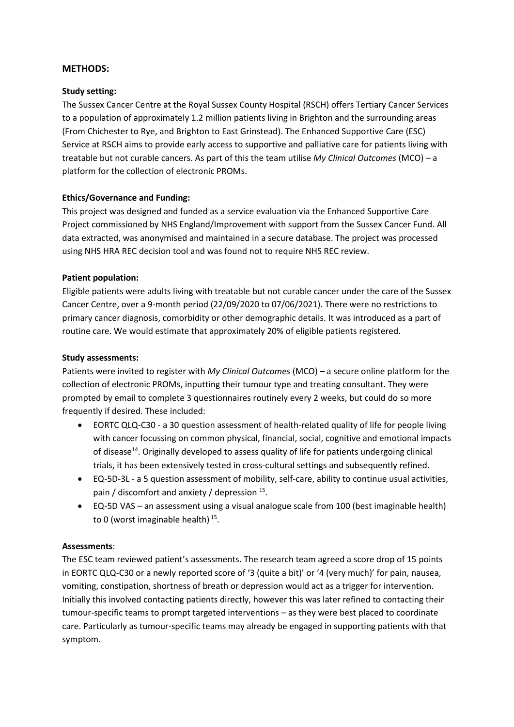## METHODS:

### Study setting:

The Sussex Cancer Centre at the Royal Sussex County Hospital (RSCH) offers Tertiary Cancer Services to a population of approximately 1.2 million patients living in Brighton and the surrounding areas (From Chichester to Rye, and Brighton to East Grinstead). The Enhanced Supportive Care (ESC) Service at RSCH aims to provide early access to supportive and palliative care for patients living with treatable but not curable cancers. As part of this the team utilise *My Clinical Outcomes* (MCO) – a platform for the collection of electronic PROMs.

### Ethics/Governance and Funding:

This project was designed and funded as a service evaluation via the Enhanced Supportive Care Project commissioned by NHS England/Improvement with support from the Sussex Cancer Fund. All data extracted, was anonymised and maintained in a secure database. The project was processed using NHS HRA REC decision tool and was found not to require NHS REC review.

### Patient population:

Eligible patients were adults living with treatable but not curable cancer under the care of the Sussex Cancer Centre, over a 9-month period (22/09/2020 to 07/06/2021). There were no restrictions to primary cancer diagnosis, comorbidity or other demographic details. It was introduced as a part of routine care. We would estimate that approximately 20% of eligible patients registered.

### Study assessments:

Patients were invited to register with *My Clinical Outcomes* (MCO) – a secure online platform for the collection of electronic PROMs, inputting their tumour type and treating consultant. They were prompted by email to complete 3 questionnaires routinely every 2 weeks, but could do so more frequently if desired. These included:

- EORTC QLQ-C30 - a 30 question assessment of health-related quality of life for people living with cancer focussing on common physical, financial, social, cognitive and emotional impacts of disease[14]. Originally developed to assess quality of life for patients undergoing clinical trials, it has been extensively tested in cross-cultural settings and subsequently refined.
- EQ-5D-3L - a 5 question assessment of mobility, self-care, ability to continue usual activities, pain / discomfort and anxiety / depression [15].
- EQ-5D VAS – an assessment using a visual analogue scale from 100 (best imaginable health) to 0 (worst imaginable health) [15].

### Assessments:

The ESC team reviewed patient's assessments. The research team agreed a score drop of 15 points in EORTC QLQ-C30 or a newly reported score of '3 (quite a bit)' or '4 (very much)' for pain, nausea, vomiting, constipation, shortness of breath or depression would act as a trigger for intervention. Initially this involved contacting patients directly, however this was later refined to contacting their tumour-specific teams to prompt targeted interventions – as they were best placed to coordinate care. Particularly as tumour-specific teams may already be engaged in supporting patients with that symptom.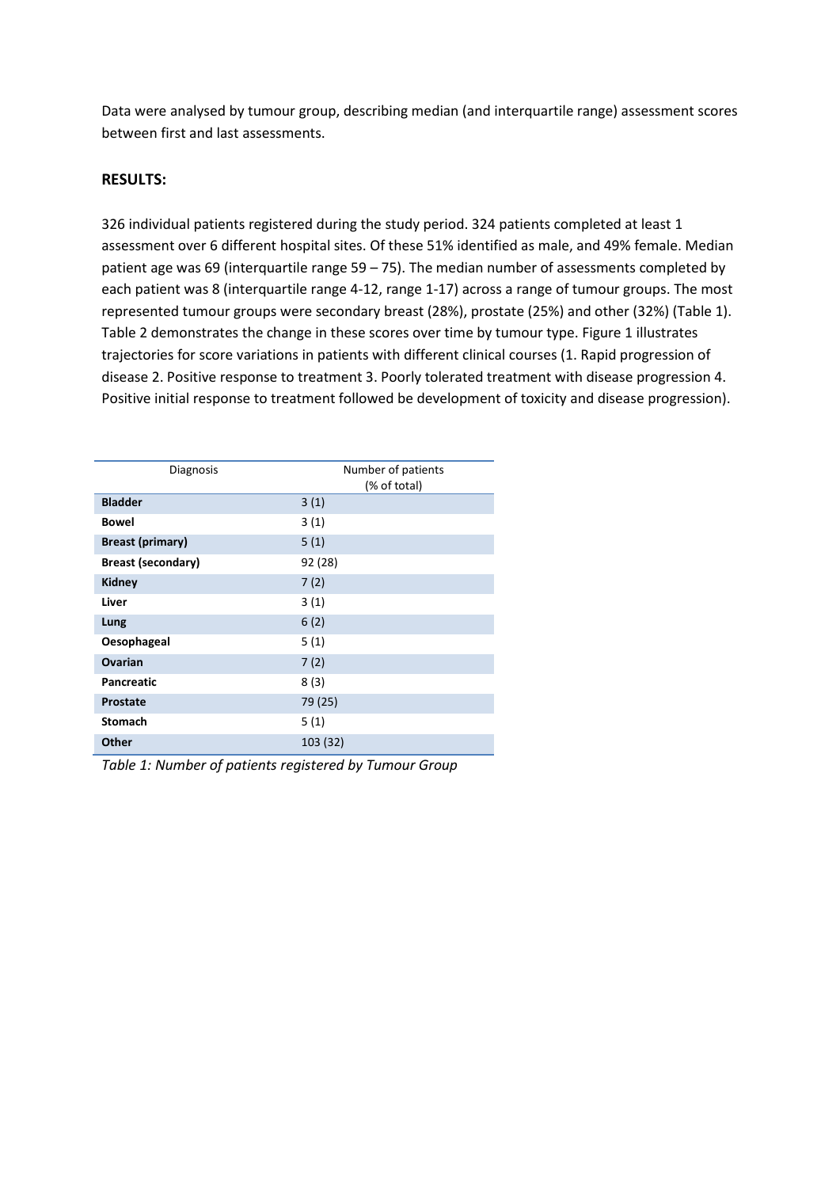Data were analysed by tumour group, describing median (and interquartile range) assessment scores between first and last assessments.

**RESULTS:**

326 individual patients registered during the study period. 324 patients completed at least 1 assessment over 6 different hospital sites. Of these 51% identified as male, and 49% female. Median patient age was 69 (interquartile range 59 – 75). The median number of assessments completed by each patient was 8 (interquartile range 4-12, range 1-17) across a range of tumour groups. The most represented tumour groups were secondary breast (28%), prostate (25%) and other (32%) (Table 1). Table 2 demonstrates the change in these scores over time by tumour type. Figure 1 illustrates trajectories for score variations in patients with different clinical courses (1. Rapid progression of disease 2. Positive response to treatment 3. Poorly tolerated treatment with disease progression 4. Positive initial response to treatment followed be development of toxicity and disease progression).

| Diagnosis | Number of patients (% of total) |
|---|---|
| **Bladder** | 3 (1) |
| **Bowel** | 3 (1) |
| **Breast (primary)** | 5 (1) |
| **Breast (secondary)** | 92 (28) |
| **Kidney** | 7 (2) |
| **Liver** | 3 (1) |
| **Lung** | 6 (2) |
| **Oesophageal** | 5 (1) |
| **Ovarian** | 7 (2) |
| **Pancreatic** | 8 (3) |
| **Prostate** | 79 (25) |
| **Stomach** | 5 (1) |
| **Other** | 103 (32) |

*Table 1: Number of patients registered by Tumour Group*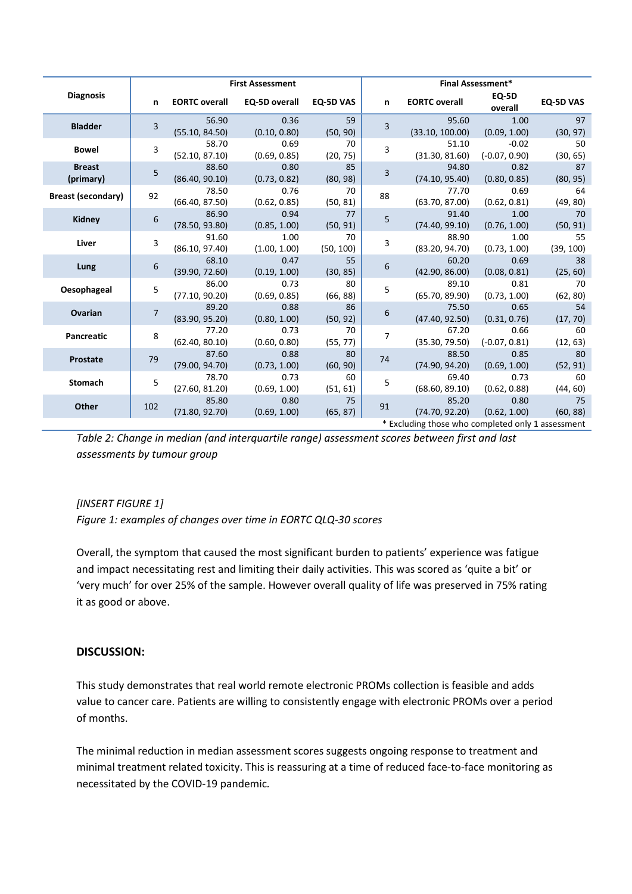| Diagnosis | First Assessment | | | | Final Assessment* | | | |
|---|---|---|---|---|---|---|---|---|
| | n | EORTC overall | EQ-5D overall | EQ-5D VAS | n | EORTC overall | EQ-5D overall | EQ-5D VAS |
| Bladder | 3 | 56.90 (55.10, 84.50) | 0.36 (0.10, 0.80) | 59 (50, 90) | 3 | 95.60 (33.10, 100.00) | 1.00 (0.09, 1.00) | 97 (30, 97) |
| Bowel | 3 | 58.70 (52.10, 87.10) | 0.69 (0.69, 0.85) | 70 (20, 75) | 3 | 51.10 (31.30, 81.60) | -0.02 (-0.07, 0.90) | 50 (30, 65) |
| Breast (primary) | 5 | 88.60 (86.40, 90.10) | 0.80 (0.73, 0.82) | 85 (80, 98) | 3 | 94.80 (74.10, 95.40) | 0.82 (0.80, 0.85) | 87 (80, 95) |
| Breast (secondary) | 92 | 78.50 (66.40, 87.50) | 0.76 (0.62, 0.85) | 70 (50, 81) | 88 | 77.70 (63.70, 87.00) | 0.69 (0.62, 0.81) | 64 (49, 80) |
| Kidney | 6 | 86.90 (78.50, 93.80) | 0.94 (0.85, 1.00) | 77 (50, 91) | 5 | 91.40 (74.40, 99.10) | 1.00 (0.76, 1.00) | 70 (50, 91) |
| Liver | 3 | 91.60 (86.10, 97.40) | 1.00 (1.00, 1.00) | 70 (50, 100) | 3 | 88.90 (83.20, 94.70) | 1.00 (0.73, 1.00) | 55 (39, 100) |
| Lung | 6 | 68.10 (39.90, 72.60) | 0.47 (0.19, 1.00) | 55 (30, 85) | 6 | 60.20 (42.90, 86.00) | 0.69 (0.08, 0.81) | 38 (25, 60) |
| Oesophageal | 5 | 86.00 (77.10, 90.20) | 0.73 (0.69, 0.85) | 80 (66, 88) | 5 | 89.10 (65.70, 89.90) | 0.81 (0.73, 1.00) | 70 (62, 80) |
| Ovarian | 7 | 89.20 (83.90, 95.20) | 0.88 (0.80, 1.00) | 86 (50, 92) | 6 | 75.50 (47.40, 92.50) | 0.65 (0.31, 0.76) | 54 (17, 70) |
| Pancreatic | 8 | 77.20 (62.40, 80.10) | 0.73 (0.60, 0.80) | 70 (55, 77) | 7 | 67.20 (35.30, 79.50) | 0.66 (-0.07, 0.81) | 60 (12, 63) |
| Prostate | 79 | 87.60 (79.00, 94.70) | 0.88 (0.73, 1.00) | 80 (60, 90) | 74 | 88.50 (74.90, 94.20) | 0.85 (0.69, 1.00) | 80 (52, 91) |
| Stomach | 5 | 78.70 (27.60, 81.20) | 0.73 (0.69, 1.00) | 60 (51, 61) | 5 | 69.40 (68.60, 89.10) | 0.73 (0.62, 0.88) | 60 (44, 60) |
| Other | 102 | 85.80 (71.80, 92.70) | 0.80 (0.69, 1.00) | 75 (65, 87) | 91 | 85.20 (74.70, 92.20) | 0.80 (0.62, 1.00) | 75 (60, 88) |

\* Excluding those who completed only 1 assessment

*Table 2: Change in median (and interquartile range) assessment scores between first and last assessments by tumour group*

*[INSERT FIGURE 1]*

*Figure 1: examples of changes over time in EORTC QLQ-30 scores*

Overall, the symptom that caused the most significant burden to patients' experience was fatigue and impact necessitating rest and limiting their daily activities. This was scored as 'quite a bit' or 'very much' for over 25% of the sample. However overall quality of life was preserved in 75% rating it as good or above.

## DISCUSSION:

This study demonstrates that real world remote electronic PROMs collection is feasible and adds value to cancer care. Patients are willing to consistently engage with electronic PROMs over a period of months.

The minimal reduction in median assessment scores suggests ongoing response to treatment and minimal treatment related toxicity. This is reassuring at a time of reduced face-to-face monitoring as necessitated by the COVID-19 pandemic.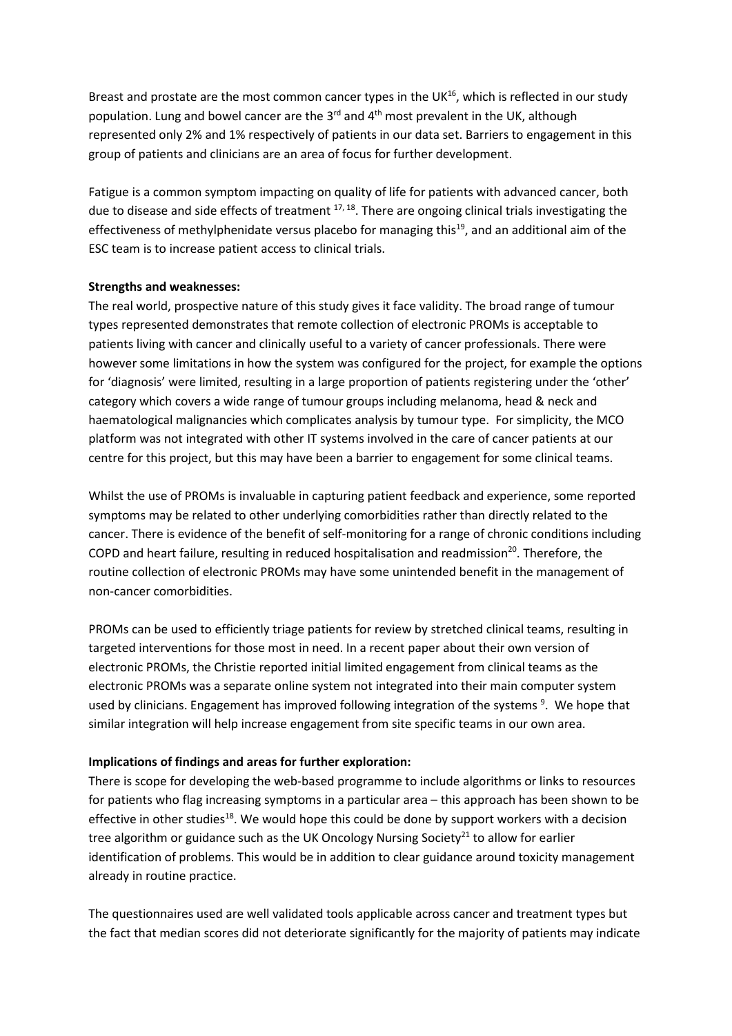Breast and prostate are the most common cancer types in the UK[16], which is reflected in our study population. Lung and bowel cancer are the 3rd and 4th most prevalent in the UK, although represented only 2% and 1% respectively of patients in our data set. Barriers to engagement in this group of patients and clinicians are an area of focus for further development.

Fatigue is a common symptom impacting on quality of life for patients with advanced cancer, both due to disease and side effects of treatment [17, 18]. There are ongoing clinical trials investigating the effectiveness of methylphenidate versus placebo for managing this[19], and an additional aim of the ESC team is to increase patient access to clinical trials.

**Strengths and weaknesses:**

The real world, prospective nature of this study gives it face validity. The broad range of tumour types represented demonstrates that remote collection of electronic PROMs is acceptable to patients living with cancer and clinically useful to a variety of cancer professionals. There were however some limitations in how the system was configured for the project, for example the options for 'diagnosis' were limited, resulting in a large proportion of patients registering under the 'other' category which covers a wide range of tumour groups including melanoma, head & neck and haematological malignancies which complicates analysis by tumour type. For simplicity, the MCO platform was not integrated with other IT systems involved in the care of cancer patients at our centre for this project, but this may have been a barrier to engagement for some clinical teams.

Whilst the use of PROMs is invaluable in capturing patient feedback and experience, some reported symptoms may be related to other underlying comorbidities rather than directly related to the cancer. There is evidence of the benefit of self-monitoring for a range of chronic conditions including COPD and heart failure, resulting in reduced hospitalisation and readmission[20]. Therefore, the routine collection of electronic PROMs may have some unintended benefit in the management of non-cancer comorbidities.

PROMs can be used to efficiently triage patients for review by stretched clinical teams, resulting in targeted interventions for those most in need. In a recent paper about their own version of electronic PROMs, the Christie reported initial limited engagement from clinical teams as the electronic PROMs was a separate online system not integrated into their main computer system used by clinicians. Engagement has improved following integration of the systems [9]. We hope that similar integration will help increase engagement from site specific teams in our own area.

**Implications of findings and areas for further exploration:**

There is scope for developing the web-based programme to include algorithms or links to resources for patients who flag increasing symptoms in a particular area – this approach has been shown to be effective in other studies[18]. We would hope this could be done by support workers with a decision tree algorithm or guidance such as the UK Oncology Nursing Society[21] to allow for earlier identification of problems. This would be in addition to clear guidance around toxicity management already in routine practice.

The questionnaires used are well validated tools applicable across cancer and treatment types but the fact that median scores did not deteriorate significantly for the majority of patients may indicate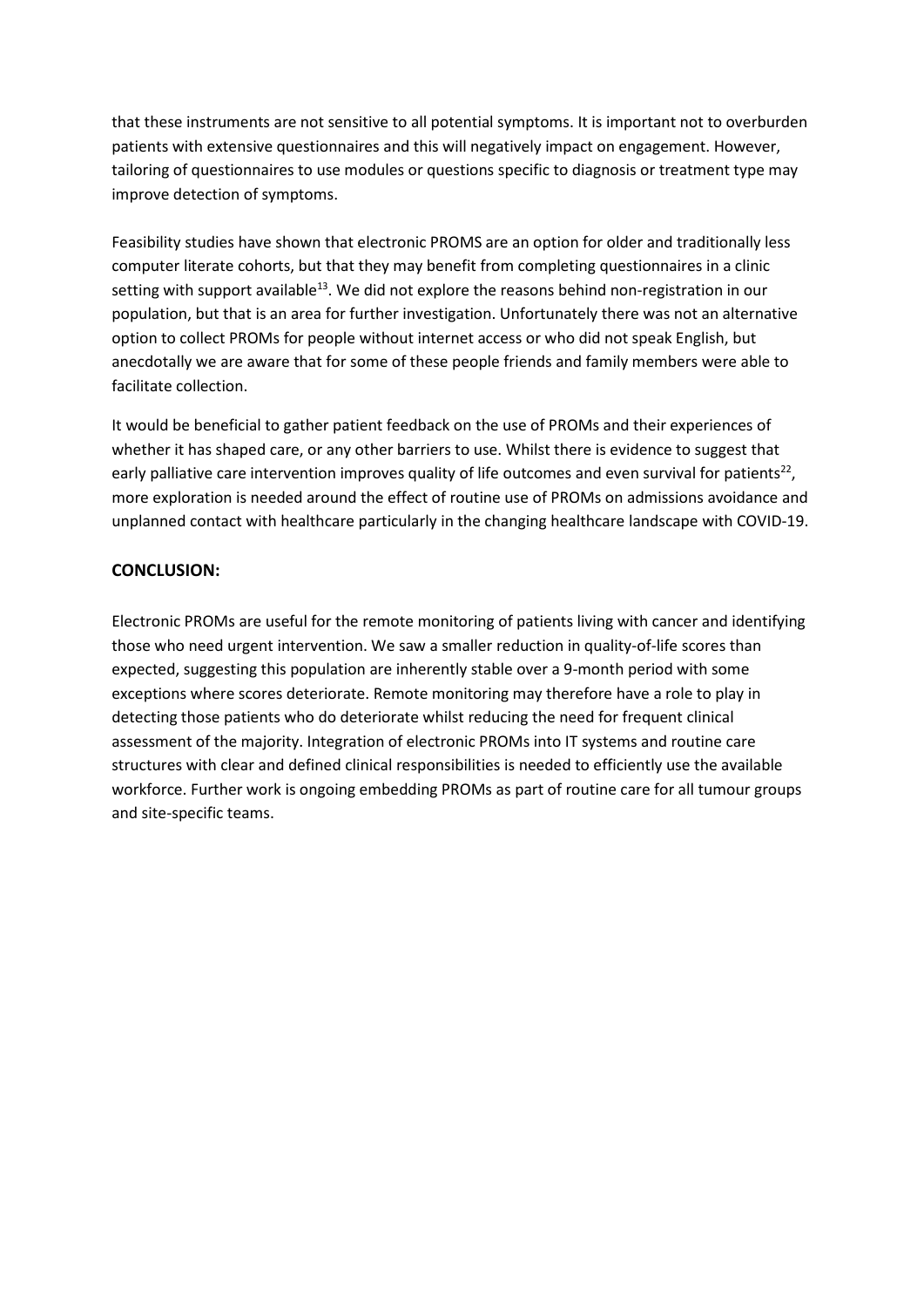that these instruments are not sensitive to all potential symptoms. It is important not to overburden patients with extensive questionnaires and this will negatively impact on engagement. However, tailoring of questionnaires to use modules or questions specific to diagnosis or treatment type may improve detection of symptoms.

Feasibility studies have shown that electronic PROMS are an option for older and traditionally less computer literate cohorts, but that they may benefit from completing questionnaires in a clinic setting with support available[13]. We did not explore the reasons behind non-registration in our population, but that is an area for further investigation. Unfortunately there was not an alternative option to collect PROMs for people without internet access or who did not speak English, but anecdotally we are aware that for some of these people friends and family members were able to facilitate collection.

It would be beneficial to gather patient feedback on the use of PROMs and their experiences of whether it has shaped care, or any other barriers to use. Whilst there is evidence to suggest that early palliative care intervention improves quality of life outcomes and even survival for patients[22], more exploration is needed around the effect of routine use of PROMs on admissions avoidance and unplanned contact with healthcare particularly in the changing healthcare landscape with COVID-19.

## CONCLUSION:

Electronic PROMs are useful for the remote monitoring of patients living with cancer and identifying those who need urgent intervention. We saw a smaller reduction in quality-of-life scores than expected, suggesting this population are inherently stable over a 9-month period with some exceptions where scores deteriorate. Remote monitoring may therefore have a role to play in detecting those patients who do deteriorate whilst reducing the need for frequent clinical assessment of the majority. Integration of electronic PROMs into IT systems and routine care structures with clear and defined clinical responsibilities is needed to efficiently use the available workforce. Further work is ongoing embedding PROMs as part of routine care for all tumour groups and site-specific teams.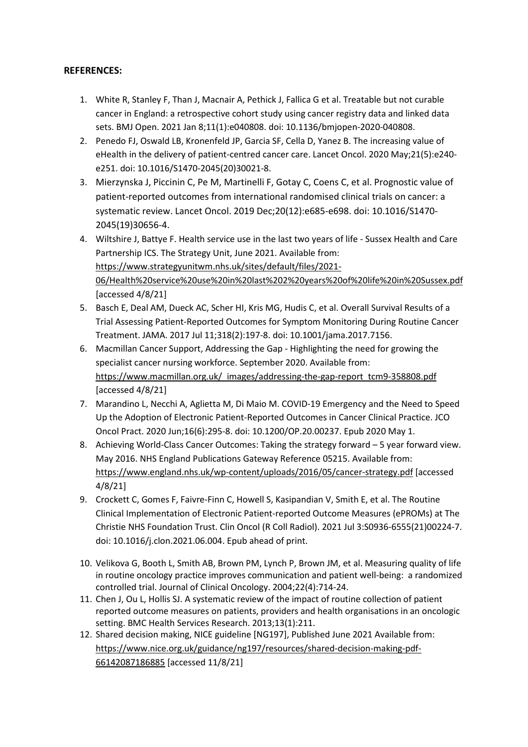**REFERENCES:**

1. White R, Stanley F, Than J, Macnair A, Pethick J, Fallica G et al. Treatable but not curable cancer in England: a retrospective cohort study using cancer registry data and linked data sets. BMJ Open. 2021 Jan 8;11(1):e040808. doi: 10.1136/bmjopen-2020-040808.
2. Penedo FJ, Oswald LB, Kronenfeld JP, Garcia SF, Cella D, Yanez B. The increasing value of eHealth in the delivery of patient-centred cancer care. Lancet Oncol. 2020 May;21(5):e240-e251. doi: 10.1016/S1470-2045(20)30021-8.
3. Mierzynska J, Piccinin C, Pe M, Martinelli F, Gotay C, Coens C, et al. Prognostic value of patient-reported outcomes from international randomised clinical trials on cancer: a systematic review. Lancet Oncol. 2019 Dec;20(12):e685-e698. doi: 10.1016/S1470-2045(19)30656-4.
4. Wiltshire J, Battye F. Health service use in the last two years of life - Sussex Health and Care Partnership ICS. The Strategy Unit, June 2021. Available from: https://www.strategyunitwm.nhs.uk/sites/default/files/2021-06/Health%20service%20use%20in%20last%202%20years%20of%20life%20in%20Sussex.pdf [accessed 4/8/21]
5. Basch E, Deal AM, Dueck AC, Scher HI, Kris MG, Hudis C, et al. Overall Survival Results of a Trial Assessing Patient-Reported Outcomes for Symptom Monitoring During Routine Cancer Treatment. JAMA. 2017 Jul 11;318(2):197-8. doi: 10.1001/jama.2017.7156.
6. Macmillan Cancer Support, Addressing the Gap - Highlighting the need for growing the specialist cancer nursing workforce. September 2020. Available from: https://www.macmillan.org.uk/_images/addressing-the-gap-report_tcm9-358808.pdf [accessed 4/8/21]
7. Marandino L, Necchi A, Aglietta M, Di Maio M. COVID-19 Emergency and the Need to Speed Up the Adoption of Electronic Patient-Reported Outcomes in Cancer Clinical Practice. JCO Oncol Pract. 2020 Jun;16(6):295-8. doi: 10.1200/OP.20.00237. Epub 2020 May 1.
8. Achieving World-Class Cancer Outcomes: Taking the strategy forward – 5 year forward view. May 2016. NHS England Publications Gateway Reference 05215. Available from: https://www.england.nhs.uk/wp-content/uploads/2016/05/cancer-strategy.pdf [accessed 4/8/21]
9. Crockett C, Gomes F, Faivre-Finn C, Howell S, Kasipandian V, Smith E, et al. The Routine Clinical Implementation of Electronic Patient-reported Outcome Measures (ePROMs) at The Christie NHS Foundation Trust. Clin Oncol (R Coll Radiol). 2021 Jul 3:S0936-6555(21)00224-7. doi: 10.1016/j.clon.2021.06.004. Epub ahead of print.
10. Velikova G, Booth L, Smith AB, Brown PM, Lynch P, Brown JM, et al. Measuring quality of life in routine oncology practice improves communication and patient well-being: a randomized controlled trial. Journal of Clinical Oncology. 2004;22(4):714-24.
11. Chen J, Ou L, Hollis SJ. A systematic review of the impact of routine collection of patient reported outcome measures on patients, providers and health organisations in an oncologic setting. BMC Health Services Research. 2013;13(1):211.
12. Shared decision making, NICE guideline [NG197], Published June 2021 Available from: https://www.nice.org.uk/guidance/ng197/resources/shared-decision-making-pdf-66142087186885 [accessed 11/8/21]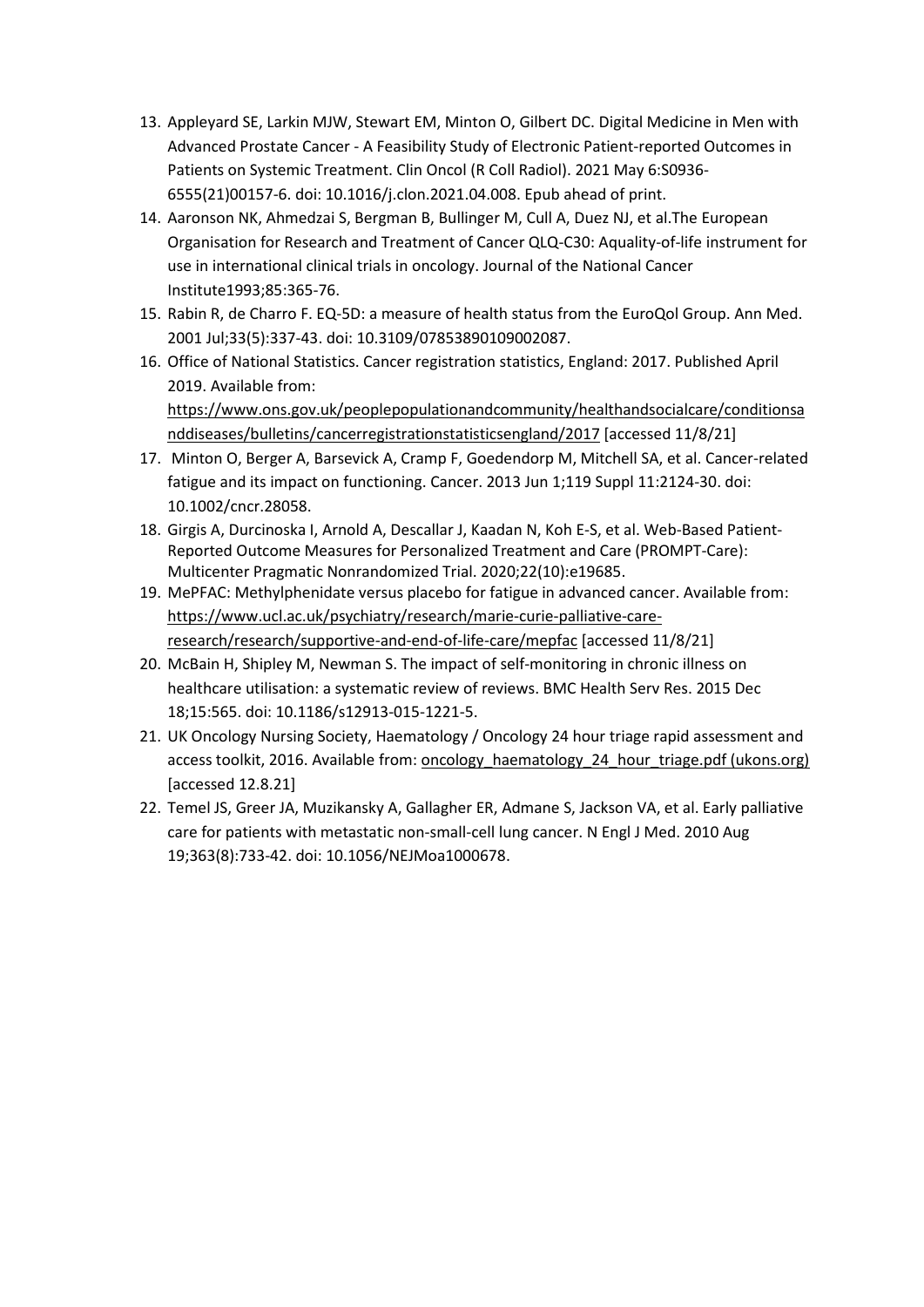13. Appleyard SE, Larkin MJW, Stewart EM, Minton O, Gilbert DC. Digital Medicine in Men with Advanced Prostate Cancer - A Feasibility Study of Electronic Patient-reported Outcomes in Patients on Systemic Treatment. Clin Oncol (R Coll Radiol). 2021 May 6:S0936-6555(21)00157-6. doi: 10.1016/j.clon.2021.04.008. Epub ahead of print.
14. Aaronson NK, Ahmedzai S, Bergman B, Bullinger M, Cull A, Duez NJ, et al.The European Organisation for Research and Treatment of Cancer QLQ-C30: Aquality-of-life instrument for use in international clinical trials in oncology. Journal of the National Cancer Institute1993;85:365-76.
15. Rabin R, de Charro F. EQ-5D: a measure of health status from the EuroQol Group. Ann Med. 2001 Jul;33(5):337-43. doi: 10.3109/07853890109002087.
16. Office of National Statistics. Cancer registration statistics, England: 2017. Published April 2019. Available from: https://www.ons.gov.uk/peoplepopulationandcommunity/healthandsocialcare/conditionsanddiseases/bulletins/cancerregistrationstatisticsengland/2017 [accessed 11/8/21]
17. Minton O, Berger A, Barsevick A, Cramp F, Goedendorp M, Mitchell SA, et al. Cancer-related fatigue and its impact on functioning. Cancer. 2013 Jun 1;119 Suppl 11:2124-30. doi: 10.1002/cncr.28058.
18. Girgis A, Durcinoska I, Arnold A, Descallar J, Kaadan N, Koh E-S, et al. Web-Based Patient-Reported Outcome Measures for Personalized Treatment and Care (PROMPT-Care): Multicenter Pragmatic Nonrandomized Trial. 2020;22(10):e19685.
19. MePFAC: Methylphenidate versus placebo for fatigue in advanced cancer. Available from: https://www.ucl.ac.uk/psychiatry/research/marie-curie-palliative-care-research/research/supportive-and-end-of-life-care/mepfac [accessed 11/8/21]
20. McBain H, Shipley M, Newman S. The impact of self-monitoring in chronic illness on healthcare utilisation: a systematic review of reviews. BMC Health Serv Res. 2015 Dec 18;15:565. doi: 10.1186/s12913-015-1221-5.
21. UK Oncology Nursing Society, Haematology / Oncology 24 hour triage rapid assessment and access toolkit, 2016. Available from: oncology_haematology_24_hour_triage.pdf (ukons.org) [accessed 12.8.21]
22. Temel JS, Greer JA, Muzikansky A, Gallagher ER, Admane S, Jackson VA, et al. Early palliative care for patients with metastatic non-small-cell lung cancer. N Engl J Med. 2010 Aug 19;363(8):733-42. doi: 10.1056/NEJMoa1000678.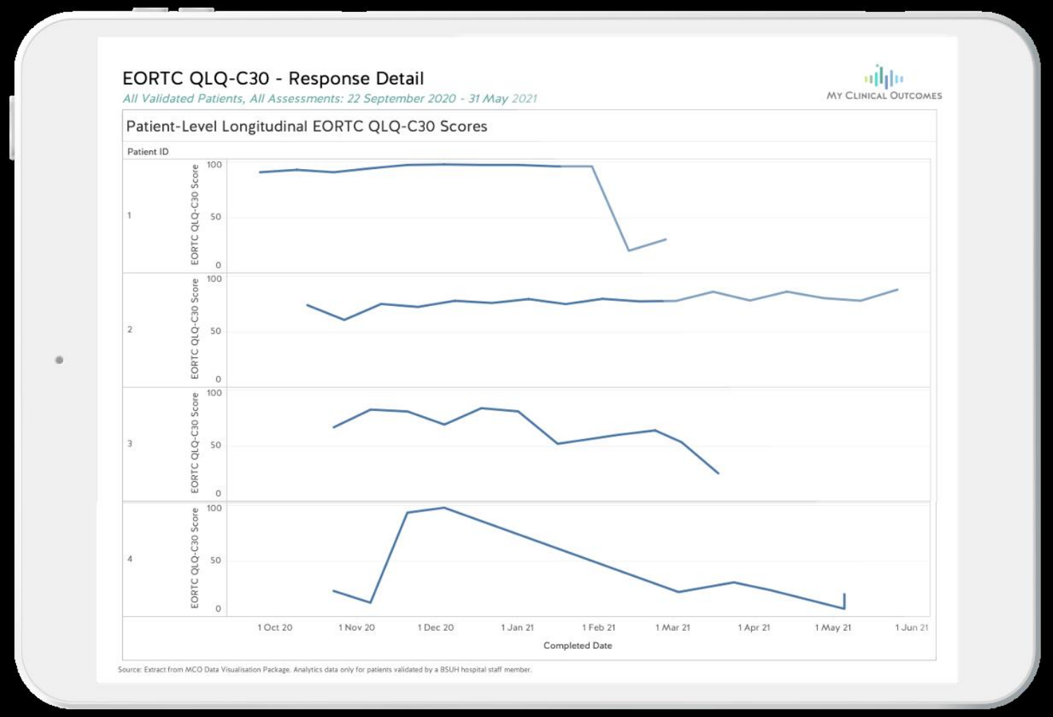# EORTC QLQ-C30 - Response Detail

*All Validated Patients, All Assessments: 22 September 2020 - 31 May 2021*

MY CLINICAL OUTCOMES

Patient-Level Longitudinal EORTC QLQ-C30 Scores

Patient ID

1

2

3

4

EORTC QLQ-C30 Score

100

50

0

1 Oct 20
1 Nov 20
1 Dec 20
1 Jan 21
1 Feb 21
1 Mar 21
1 Apr 21
1 May 21
1 Jun 21

Completed Date

Source: Extract from MCO Data Visualisation Package. Analytics data only for patients validated by a BSUH hospital staff member.